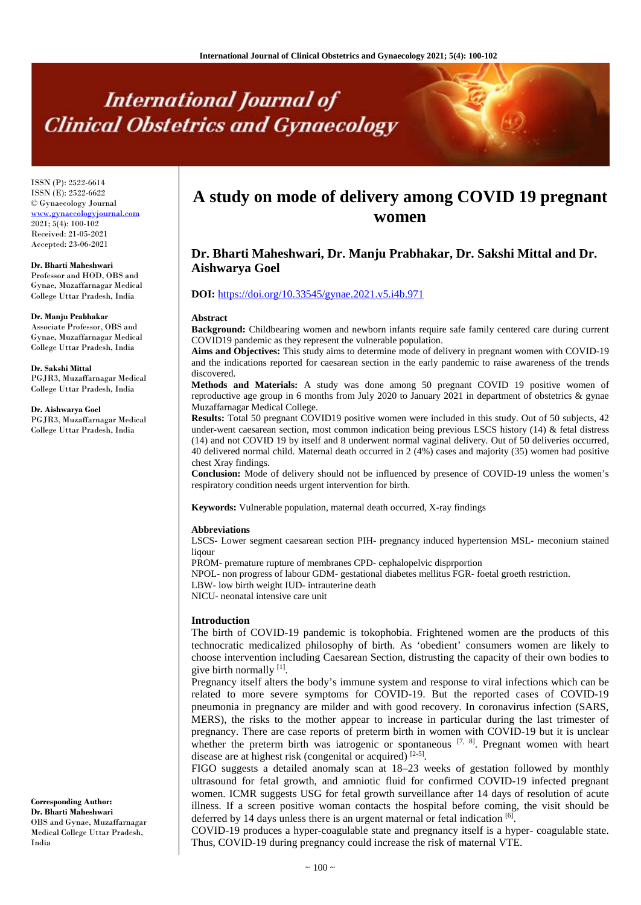# A study on mode of delivery among COVID 19 pregnant women

**Dr. Bharti Maheshwari, Dr. Manju Prabhakar, Dr. Sakshi Mittal and Dr. Aishwarya Goel**

**DOI:** https://doi.org/10.33545/gynae.2021.v5.i4b.971

ISSN (P): 2522-6614
ISSN (E): 2522-6622
© Gynaecology Journal
www.gynaecologyjournal.com
2021; 5(4): 100-102
Received: 21-05-2021
Accepted: 23-06-2021

**Dr. Bharti Maheshwari**
Professor and HOD, OBS and Gynae, Muzaffarnagar Medical College Uttar Pradesh, India

**Dr. Manju Prabhakar**
Associate Professor, OBS and Gynae, Muzaffarnagar Medical College Uttar Pradesh, India

**Dr. Sakshi Mittal**
PGJR3, Muzaffarnagar Medical College Uttar Pradesh, India

**Dr. Aishwarya Goel**
PGJR3, Muzaffarnagar Medical College Uttar Pradesh, India

**Corresponding Author:**
**Dr. Bharti Maheshwari**
OBS and Gynae, Muzaffarnagar Medical College Uttar Pradesh, India

## Abstract

**Background:** Childbearing women and newborn infants require safe family centered care during current COVID19 pandemic as they represent the vulnerable population.

**Aims and Objectives:** This study aims to determine mode of delivery in pregnant women with COVID-19 and the indications reported for caesarean section in the early pandemic to raise awareness of the trends discovered.

**Methods and Materials:** A study was done among 50 pregnant COVID 19 positive women of reproductive age group in 6 months from July 2020 to January 2021 in department of obstetrics & gynae Muzaffarnagar Medical College.

**Results:** Total 50 pregnant COVID19 positive women were included in this study. Out of 50 subjects, 42 under-went caesarean section, most common indication being previous LSCS history (14) & fetal distress (14) and not COVID 19 by itself and 8 underwent normal vaginal delivery. Out of 50 deliveries occurred, 40 delivered normal child. Maternal death occurred in 2 (4%) cases and majority (35) women had positive chest Xray findings.

**Conclusion:** Mode of delivery should not be influenced by presence of COVID-19 unless the women's respiratory condition needs urgent intervention for birth.

**Keywords:** Vulnerable population, maternal death occurred, X-ray findings

### Abbreviations

LSCS- Lower segment caesarean section PIH- pregnancy induced hypertension MSL- meconium stained liqour
PROM- premature rupture of membranes CPD- cephalopelvic disprportion
NPOL- non progress of labour GDM- gestational diabetes mellitus FGR- foetal groeth restriction.
LBW- low birth weight IUD- intrauterine death
NICU- neonatal intensive care unit

## Introduction

The birth of COVID-19 pandemic is tokophobia. Frightened women are the products of this technocratic medicalized philosophy of birth. As 'obedient' consumers women are likely to choose intervention including Caesarean Section, distrusting the capacity of their own bodies to give birth normally [1].

Pregnancy itself alters the body's immune system and response to viral infections which can be related to more severe symptoms for COVID-19. But the reported cases of COVID-19 pneumonia in pregnancy are milder and with good recovery. In coronavirus infection (SARS, MERS), the risks to the mother appear to increase in particular during the last trimester of pregnancy. There are case reports of preterm birth in women with COVID-19 but it is unclear whether the preterm birth was iatrogenic or spontaneous [7, 8]. Pregnant women with heart disease are at highest risk (congenital or acquired) [2-5].

FIGO suggests a detailed anomaly scan at 18–23 weeks of gestation followed by monthly ultrasound for fetal growth, and amniotic fluid for confirmed COVID-19 infected pregnant women. ICMR suggests USG for fetal growth surveillance after 14 days of resolution of acute illness. If a screen positive woman contacts the hospital before coming, the visit should be deferred by 14 days unless there is an urgent maternal or fetal indication [6].

COVID-19 produces a hyper-coagulable state and pregnancy itself is a hyper- coagulable state. Thus, COVID-19 during pregnancy could increase the risk of maternal VTE.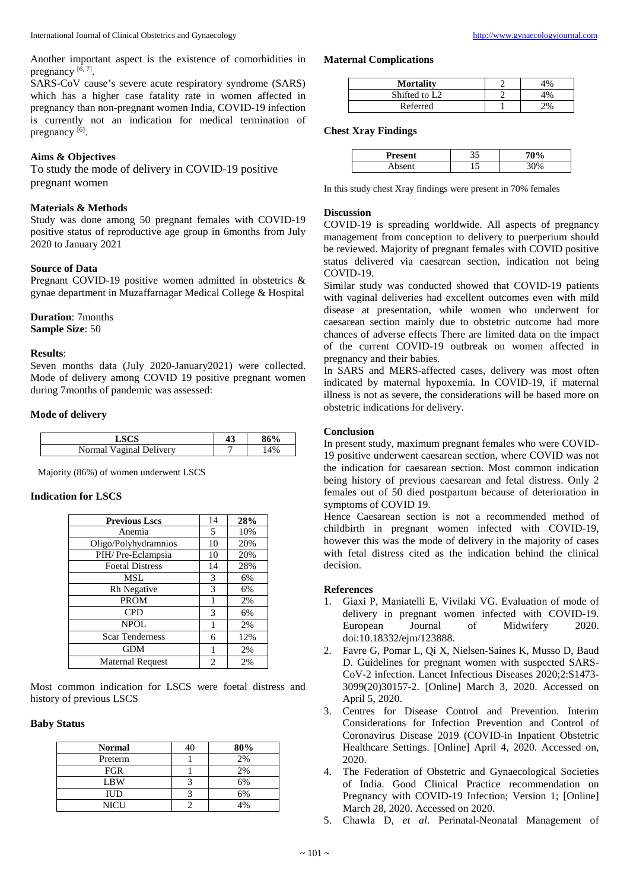Another important aspect is the existence of comorbidities in pregnancy [6, 7].

SARS-CoV cause's severe acute respiratory syndrome (SARS) which has a higher case fatality rate in women affected in pregnancy than non-pregnant women India, COVID-19 infection is currently not an indication for medical termination of pregnancy [6].

### Aims & Objectives

To study the mode of delivery in COVID-19 positive pregnant women

### Materials & Methods

Study was done among 50 pregnant females with COVID-19 positive status of reproductive age group in 6months from July 2020 to January 2021

### Source of Data

Pregnant COVID-19 positive women admitted in obstetrics & gynae department in Muzaffarnagar Medical College & Hospital

**Duration**: 7months

**Sample Size**: 50

### Results:

Seven months data (July 2020-January2021) were collected. Mode of delivery among COVID 19 positive pregnant women during 7months of pandemic was assessed:

### Mode of delivery

| LSCS | 43 | 86% |
|---|---|---|
| Normal Vaginal Delivery | 7 | 14% |

Majority (86%) of women underwent LSCS

### Indication for LSCS

| Previous Lscs | 14 | 28% |
|---|---|---|
| Anemia | 5 | 10% |
| Oligo/Polyhydramnios | 10 | 20% |
| PIH/ Pre-Eclampsia | 10 | 20% |
| Foetal Distress | 14 | 28% |
| MSL | 3 | 6% |
| Rh Negative | 3 | 6% |
| PROM | 1 | 2% |
| CPD | 3 | 6% |
| NPOL | 1 | 2% |
| Scar Tenderness | 6 | 12% |
| GDM | 1 | 2% |
| Maternal Request | 2 | 2% |

Most common indication for LSCS were foetal distress and history of previous LSCS

### Baby Status

| Normal | 40 | 80% |
|---|---|---|
| Preterm | 1 | 2% |
| FGR | 1 | 2% |
| LBW | 3 | 6% |
| IUD | 3 | 6% |
| NICU | 2 | 4% |

### Maternal Complications

| Mortality | 2 | 4% |
|---|---|---|
| Shifted to L2 | 2 | 4% |
| Referred | 1 | 2% |

### Chest Xray Findings

| Present | 35 | 70% |
|---|---|---|
| Absent | 15 | 30% |

In this study chest Xray findings were present in 70% females

### Discussion

COVID-19 is spreading worldwide. All aspects of pregnancy management from conception to delivery to puerperium should be reviewed. Majority of pregnant females with COVID positive status delivered via caesarean section, indication not being COVID-19.

Similar study was conducted showed that COVID-19 patients with vaginal deliveries had excellent outcomes even with mild disease at presentation, while women who underwent for caesarean section mainly due to obstetric outcome had more chances of adverse effects There are limited data on the impact of the current COVID-19 outbreak on women affected in pregnancy and their babies.

In SARS and MERS-affected cases, delivery was most often indicated by maternal hypoxemia. In COVID-19, if maternal illness is not as severe, the considerations will be based more on obstetric indications for delivery.

### Conclusion

In present study, maximum pregnant females who were COVID-19 positive underwent caesarean section, where COVID was not the indication for caesarean section. Most common indication being history of previous caesarean and fetal distress. Only 2 females out of 50 died postpartum because of deterioration in symptoms of COVID 19.

Hence Caesarean section is not a recommended method of childbirth in pregnant women infected with COVID-19, however this was the mode of delivery in the majority of cases with fetal distress cited as the indication behind the clinical decision.

### References

1. Giaxi P, Maniatelli E, Vivilaki VG. Evaluation of mode of delivery in pregnant women infected with COVID-19. European Journal of Midwifery 2020. doi:10.18332/ejm/123888.
2. Favre G, Pomar L, Qi X, Nielsen-Saines K, Musso D, Baud D. Guidelines for pregnant women with suspected SARS-CoV-2 infection. Lancet Infectious Diseases 2020;2:S1473-3099(20)30157-2. [Online] March 3, 2020. Accessed on April 5, 2020.
3. Centres for Disease Control and Prevention. Interim Considerations for Infection Prevention and Control of Coronavirus Disease 2019 (COVID-in Inpatient Obstetric Healthcare Settings. [Online] April 4, 2020. Accessed on, 2020.
4. The Federation of Obstetric and Gynaecological Societies of India. Good Clinical Practice recommendation on Pregnancy with COVID-19 Infection; Version 1; [Online] March 28, 2020. Accessed on 2020.
5. Chawla D, *et al*. Perinatal-Neonatal Management of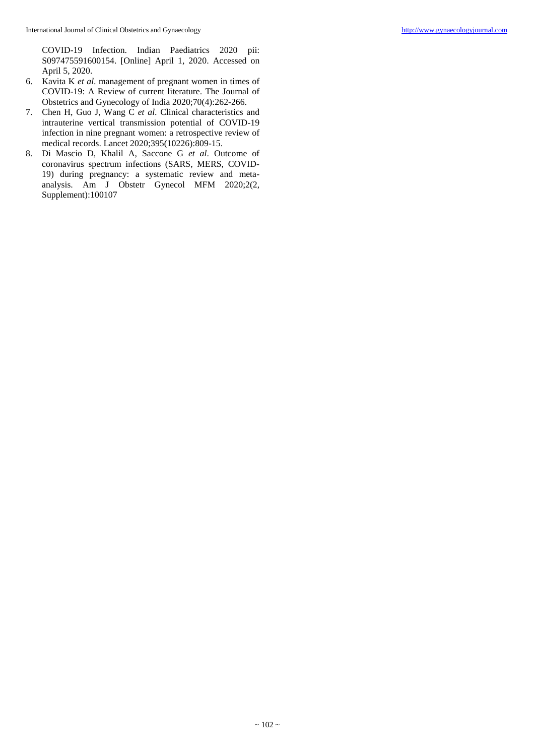COVID-19 Infection. Indian Paediatrics 2020 pii: S097475591600154. [Online] April 1, 2020. Accessed on April 5, 2020.

6. Kavita K *et al.* management of pregnant women in times of COVID-19: A Review of current literature. The Journal of Obstetrics and Gynecology of India 2020;70(4):262-266.
7. Chen H, Guo J, Wang C *et al.* Clinical characteristics and intrauterine vertical transmission potential of COVID-19 infection in nine pregnant women: a retrospective review of medical records. Lancet 2020;395(10226):809-15.
8. Di Mascio D, Khalil A, Saccone G *et al.* Outcome of coronavirus spectrum infections (SARS, MERS, COVID-19) during pregnancy: a systematic review and meta-analysis. Am J Obstetr Gynecol MFM 2020;2(2, Supplement):100107